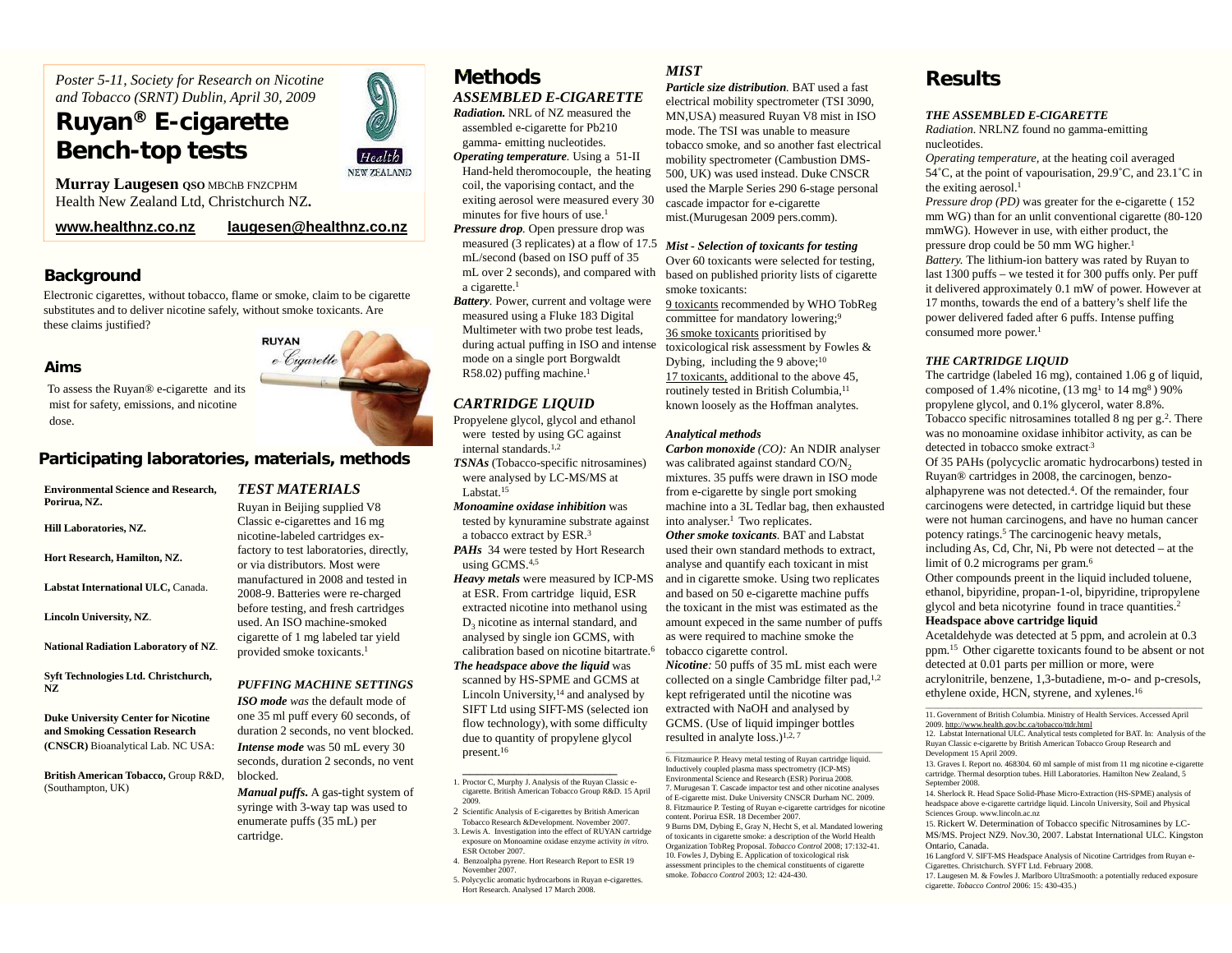*Poster 5-11, Society for Research on Nicotine and Tobacco (SRNT) Dublin, April 30, 2009*

# Ruyan® E-cigarette Bench-top tests

**Murray Laugesen** QSO MBChB FNZCPHM
Health New Zealand Ltd, Christchurch NZ.

www.healthnz.co.nz    laugesen@healthnz.co.nz

## Background

Electronic cigarettes, without tobacco, flame or smoke, claim to be cigarette substitutes and to deliver nicotine safely, without smoke toxicants. Are these claims justified?

## Aims

To assess the Ruyan® e-cigarette and its mist for safety, emissions, and nicotine dose.

## Participating laboratories, materials, methods

**Environmental Science and Research,** Porirua, NZ.

**Hill Laboratories, NZ.**

**Hort Research, Hamilton, NZ.**

**Labstat International ULC,** Canada.

**Lincoln University, NZ**.

**National Radiation Laboratory of NZ**.

**Syft Technologies Ltd. Christchurch, NZ**

**Duke University Center for Nicotine and Smoking Cessation Research (CNSCR)** Bioanalytical Lab. NC USA:

**British American Tobacco,** Group R&D, (Southampton, UK)

### TEST MATERIALS

Ruyan in Beijing supplied V8 Classic e-cigarettes and 16 mg nicotine-labeled cartridges ex-factory to test laboratories, directly, or via distributors. Most were manufactured in 2008 and tested in 2008-9. Batteries were re-charged before testing, and fresh cartridges used. An ISO machine-smoked cigarette of 1 mg labeled tar yield provided smoke toxicants.[1]

### PUFFING MACHINE SETTINGS

***ISO mode*** *was* the default mode of one 35 ml puff every 60 seconds, of duration 2 seconds, no vent blocked.

***Intense mode*** was 50 mL every 30 seconds, duration 2 seconds, no vent blocked.

***Manual puffs.*** A gas-tight system of syringe with 3-way tap was used to enumerate puffs (35 mL) per cartridge.

## Methods

### ASSEMBLED E-CIGARETTE

***Radiation.*** NRL of NZ measured the assembled e-cigarette for Pb210 gamma- emitting nucleotides.

***Operating temperature*****.** Using a 51-II Hand-held theromocouple, the heating coil, the vaporising contact, and the exiting aerosol were measured every 30 minutes for five hours of use.[1]

***Pressure drop*****.** Open pressure drop was measured (3 replicates) at a flow of 17.5 mL/second (based on ISO puff of 35 mL over 2 seconds), and compared with a cigarette.[1]

***Battery*****.** Power, current and voltage were measured using a Fluke 183 Digital Multimeter with two probe test leads, during actual puffing in ISO and intense mode on a single port Borgwaldt R58.02) puffing machine.[1]

### CARTRIDGE LIQUID

Propylene glycol, glycol and ethanol were tested by using GC against internal standards.[1,2]

***TSNAs*** (Tobacco-specific nitrosamines) were analysed by LC-MS/MS at Labstat.[15]

***Monoamine oxidase inhibition*** was tested by kynuramine substrate against a tobacco extract by ESR.[3]

***PAHs*** 34 were tested by Hort Research using GCMS.[4,5]

***Heavy metals*** were measured by ICP-MS at ESR. From cartridge liquid, ESR extracted nicotine into methanol using $D_3$ nicotine as internal standard, and analysed by single ion GCMS, with calibration based on nicotine bitartrate.[6]

***The headspace above the liquid*** was scanned by HS-SPME and GCMS at Lincoln University,[14] and analysed by SIFT Ltd using SIFT-MS (selected ion flow technology), with some difficulty due to quantity of propylene glycol present.[16]

1. Proctor C, Murphy J. Analysis of the Ruyan Classic e-cigarette. British American Tobacco Group R&D. 15 April 2009.
2. Scientific Analysis of E-cigarettes by British American Tobacco Research &Development. November 2007.
3. Lewis A. Investigation into the effect of RUYAN cartridge exposure on Monoamine oxidase enzyme activity *in vitro.* ESR October 2007.
4. Benzoalpha pyrene. Hort Research Report to ESR 19 November 2007.
5. Polycyclic aromatic hydrocarbons in Ruyan e-cigarettes. Hort Research. Analysed 17 March 2008.

### MIST

***Particle size distribution*****.** BAT used a fast electrical mobility spectrometer (TSI 3090, MN,USA) measured Ruyan V8 mist in ISO mode. The TSI was unable to measure tobacco smoke, and so another fast electrical mobility spectrometer (Cambustion DMS-500, UK) was used instead. Duke CNSCR used the Marple Series 290 6-stage personal cascade impactor for e-cigarette mist.(Murugesan 2009 pers.comm).

***Mist - Selection of toxicants for testing***

Over 60 toxicants were selected for testing, based on published priority lists of cigarette smoke toxicants:

9 toxicants recommended by WHO TobReg committee for mandatory lowering;[9]

36 smoke toxicants prioritised by toxicological risk assessment by Fowles & Dybing, including the 9 above;[10]

17 toxicants, additional to the above 45, routinely tested in British Columbia,[11] known loosely as the Hoffman analytes.

***Analytical methods***

***Carbon monoxide*** *(CO):* An NDIR analyser was calibrated against standard $CO/N_2$ mixtures. 35 puffs were drawn in ISO mode from e-cigarette by single port smoking machine into a 3L Tedlar bag, then exhausted into analyser.[1] Two replicates.

***Other smoke toxicants*****.** BAT and Labstat used their own standard methods to extract, analyse and quantify each toxicant in mist and in cigarette smoke. Using two replicates and based on 50 e-cigarette machine puffs the toxicant in the mist was estimated as the amount expeced in the same number of puffs as were required to machine smoke the tobacco cigarette control.

***Nicotine****:* 50 puffs of 35 mL mist each were collected on a single Cambridge filter pad,[1,2] kept refrigerated until the nicotine was extracted with NaOH and analysed by GCMS. (Use of liquid impinger bottles resulted in analyte loss.)[1,2, 7]

6. Fitzmaurice P. Heavy metal testing of Ruyan cartridge liquid. Inductively coupled plasma mass spectrometry (ICP-MS) Environmental Science and Research (ESR) Porirua 2008.
7. Murugesan T. Cascade impactor test and other nicotine analyses of E-cigarette mist. Duke University CNSCR Durham NC. 2009.
8. Fitzmaurice P. Testing of Ruyan e-cigarette cartridges for nicotine content. Porirua ESR. 18 December 2007.
9 Burns DM, Dybing E, Gray N, Hecht S, et al. Mandated lowering of toxicants in cigarette smoke: a description of the World Health Organization TobReg Proposal. *Tobacco Control* 2008; 17:132-41.
10. Fowles J, Dybing E. Application of toxicological risk assessment principles to the chemical constituents of cigarette smoke. *Tobacco Control* 2003; 12: 424-430.

## Results

### THE ASSEMBLED E-CIGARETTE

*Radiation*. NRLNZ found no gamma-emitting nucleotides.

*Operating temperature*, at the heating coil averaged 54˚C, at the point of vapourisation, 29.9˚C, and 23.1˚C in the exiting aerosol.[1]

*Pressure drop (PD)* was greater for the e-cigarette ( 152 mm WG) than for an unlit conventional cigarette (80-120 mmWG). However in use, with either product, the pressure drop could be 50 mm WG higher.[1]

*Battery.* The lithium-ion battery was rated by Ruyan to last 1300 puffs – we tested it for 300 puffs only. Per puff it delivered approximately 0.1 mW of power. However at 17 months, towards the end of a battery's shelf life the power delivered faded after 6 puffs. Intense puffing consumed more power.[1]

### THE CARTRIDGE LIQUID

The cartridge (labeled 16 mg), contained 1.06 g of liquid, composed of 1.4% nicotine, (13 mg[1] to 14 mg[8] ) 90% propylene glycol, and 0.1% glycerol, water 8.8%. Tobacco specific nitrosamines totalled 8 ng per g.[2]. There was no monoamine oxidase inhibitor activity, as can be detected in tobacco smoke extract.[3]

Of 35 PAHs (polycyclic aromatic hydrocarbons) tested in Ruyan® cartridges in 2008, the carcinogen, benzo-alphapyrene was not detected.[4]. Of the remainder, four carcinogens were detected, in cartridge liquid but these were not human carcinogens, and have no human cancer potency ratings.[5] The carcinogenic heavy metals, including As, Cd, Chr, Ni, Pb were not detected – at the limit of 0.2 micrograms per gram.[6]

Other compounds preent in the liquid included toluene, ethanol, bipyridine, propan-1-ol, bipyridine, tripropylene glycol and beta nicotyrine found in trace quantities.[2]

**Headspace above cartridge liquid**

Acetaldehyde was detected at 5 ppm, and acrolein at 0.3 ppm.[15] Other cigarette toxicants found to be absent or not detected at 0.01 parts per million or more, were acrylonitrile, benzene, 1,3-butadiene, m-o- and p-cresols, ethylene oxide, HCN, styrene, and xylenes.[16]

11. Government of British Columbia. Ministry of Health Services. Accessed April 2009. http://www.health.gov.bc.ca/tobacco/tdr.html
12. Labstat International ULC. Analytical tests completed for BAT. In: Analysis of the Ruyan Classic e-cigarette by British American Tobacco Group Research and Development 15 April 2009.
13. Graves I. Report no. 468304. 60 ml sample of mist from 11 mg nicotine e-cigarette cartridge. Thermal desorption tubes. Hill Laboratories. Hamilton New Zealand, 5 September 2008.
14. Sherlock R. Head Space Solid-Phase Micro-Extraction (HS-SPME) analysis of headspace above e-cigarette cartridge liquid. Lincoln University, Soil and Physical Sciences Group. www.lincoln.ac.nz
15. Rickert W. Determination of Tobacco specific Nitrosamines by LC-MS/MS. Project NZ9. Nov.30, 2007. Labstat International ULC. Kingston Ontario, Canada.
16 Langford V. SIFT-MS Headspace Analysis of Nicotine Cartridges from Ruyan e-Cigarettes. Christchurch. SYFT Ltd. February 2008.
17. Laugesen M. & Fowles J. Marlboro UltraSmooth: a potentially reduced exposure cigarette. *Tobacco Control* 2006: 15: 430-435.)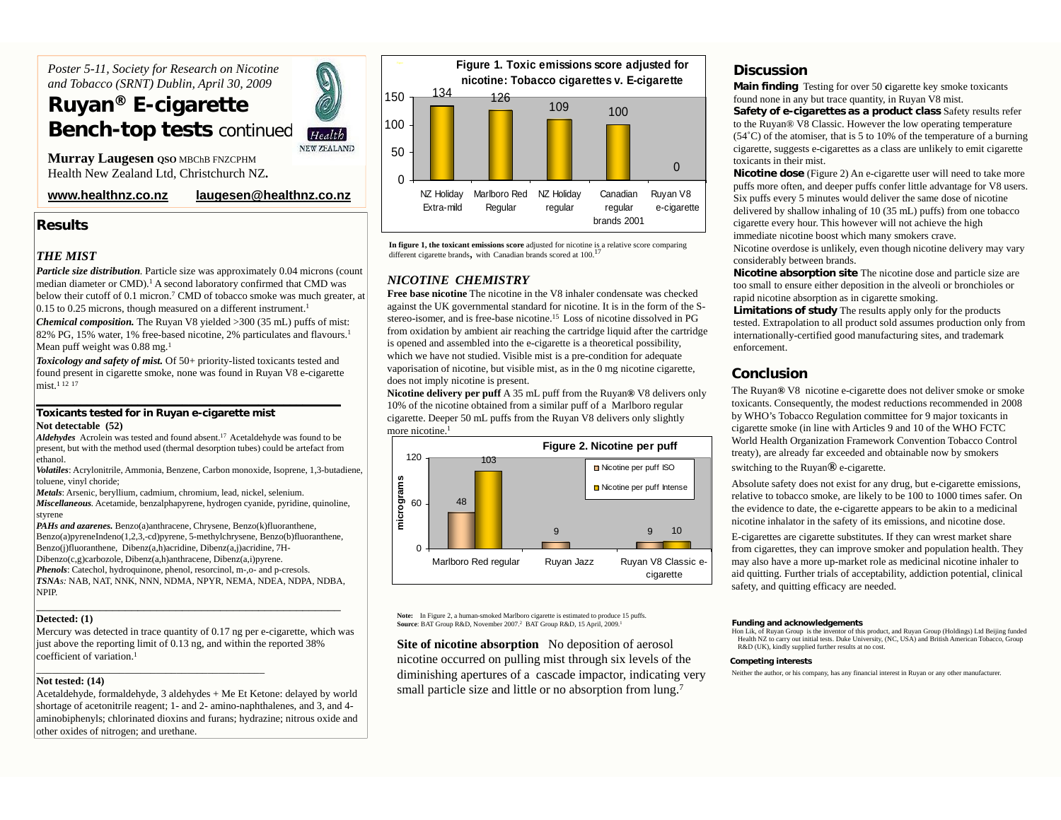*Poster 5-11, Society for Research on Nicotine and Tobacco (SRNT) Dublin, April 30, 2009*

# Ruyan® E-cigarette Bench-top tests continued

**Murray Laugesen** QSO MBChB FNZCPHM
Health New Zealand Ltd, Christchurch NZ.

www.healthnz.co.nz    laugesen@healthnz.co.nz

Health NEW ZEALAND

## Results

### *THE MIST*

***Particle size distribution***. Particle size was approximately 0.04 microns (count median diameter or CMD).[1] A second laboratory confirmed that CMD was below their cutoff of 0.1 micron.[7] CMD of tobacco smoke was much greater, at 0.15 to 0.25 microns, though measured on a different instrument.[1]

***Chemical composition.*** The Ruyan V8 yielded >300 (35 mL) puffs of mist: 82% PG, 15% water, 1% free-based nicotine, 2% particulates and flavours.[1] Mean puff weight was 0.88 mg.[1]

***Toxicology and safety of mist.*** Of 50+ priority-listed toxicants tested and found present in cigarette smoke, none was found in Ruyan V8 e-cigarette mist.[1 12 17]

**Toxicants tested for in Ruyan e-cigarette mist**

**Not detectable (52)**

***Aldehydes*** Acrolein was tested and found absent.[17] Acetaldehyde was found to be present, but with the method used (thermal desorption tubes) could be artefact from ethanol.

***Volatiles***: Acrylonitrile, Ammonia, Benzene, Carbon monoxide, Isoprene, 1,3-butadiene, toluene, vinyl choride;

***Metals***: Arsenic, beryllium, cadmium, chromium, lead, nickel, selenium.

***Miscellaneous***. Acetamide, benzalphapyrene, hydrogen cyanide, pyridine, quinoline, styrene

***PAHs and azarenes.*** Benzo(a)anthracene, Chrysene, Benzo(k)fluoranthene, Benzo(a)pyreneIndeno(1,2,3,-cd)pyrene, 5-methylchrysene, Benzo(b)fluoranthene, Benzo(j)fluoranthene, Dibenz(a,h)acridine, Dibenz(a,j)acridine, 7H-Dibenzo(c,g)carbozole, Dibenz(a,h)anthracene, Dibenz(a,i)pyrene.

***Phenols***: Catechol, hydroquinone, phenol, resorcinol, m-,o- and p-cresols.

***TSNAs***: NAB, NAT, NNK, NNN, NDMA, NPYR, NEMA, NDEA, NDPA, NDBA, NPIP.

**Detected: (1)**

Mercury was detected in trace quantity of 0.17 ng per e-cigarette, which was just above the reporting limit of 0.13 ng, and within the reported 38% coefficient of variation.[1]

**Not tested: (14)**

Acetaldehyde, formaldehyde, 3 aldehydes + Me Et Ketone: delayed by world shortage of acetonitrile reagent; 1- and 2- amino-naphthalenes, and 3, and 4-aminobiphenyls; chlorinated dioxins and furans; hydrazine; nitrous oxide and other oxides of nitrogen; and urethane.

**Figure 1. Toxic emissions score adjusted for nicotine: Tobacco cigarettes v. E-cigarette**

150
100
50
0

134 — NZ Holiday Extra-mild
126 — Marlboro Red Regular
109 — NZ Holiday regular
100 — Canadian regular brands 2001
0 — Ruyan V8 e-cigarette

**In figure 1, the toxicant emissions score** adjusted for nicotine is a relative score comparing different cigarette brands, with Canadian brands scored at 100.[17]

### *NICOTINE CHEMISTRY*

**Free base nicotine** The nicotine in the V8 inhaler condensate was checked against the UK governmental standard for nicotine. It is in the form of the S-stereo-isomer, and is free-base nicotine.[15] Loss of nicotine dissolved in PG from oxidation by ambient air reaching the cartridge liquid after the cartridge is opened and assembled into the e-cigarette is a theoretical possibility, which we have not studied. Visible mist is a pre-condition for adequate vaporisation of nicotine, but visible mist, as in the 0 mg nicotine cigarette, does not imply nicotine is present.

**Nicotine delivery per puff** A 35 mL puff from the Ruyan® V8 delivers only 10% of the nicotine obtained from a similar puff of a Marlboro regular cigarette. Deeper 50 mL puffs from the Ruyan V8 delivers only slightly more nicotine.[1]

**Figure 2. Nicotine per puff**

micrograms

120
60
0

Nicotine per puff ISO
Nicotine per puff Intense

Marlboro Red regular: 48, 103
Ruyan Jazz: 9
Ruyan V8 Classic e-cigarette: 9, 10

**Note:** In Figure 2, a human-smoked Marlboro cigarette is estimated to produce 15 puffs.
**Source**: BAT Group R&D, November 2007.[2] BAT Group R&D, 15 April, 2009.[1]

**Site of nicotine absorption** No deposition of aerosol nicotine occurred on pulling mist through six levels of the diminishing apertures of a cascade impactor, indicating very small particle size and little or no absorption from lung.[7]

## Discussion

**Main finding** Testing for over 50 cigarette key smoke toxicants found none in any but trace quantity, in Ruyan V8 mist.

**Safety of e-cigarettes as a product class** Safety results refer to the Ruyan® V8 Classic. However the low operating temperature (54°C) of the atomiser, that is 5 to 10% of the temperature of a burning cigarette, suggests e-cigarettes as a class are unlikely to emit cigarette toxicants in their mist.

**Nicotine dose** (Figure 2) An e-cigarette user will need to take more puffs more often, and deeper puffs confer little advantage for V8 users. Six puffs every 5 minutes would deliver the same dose of nicotine delivered by shallow inhaling of 10 (35 mL) puffs) from one tobacco cigarette every hour. This however will not achieve the high immediate nicotine boost which many smokers crave.

Nicotine overdose is unlikely, even though nicotine delivery may vary considerably between brands.

**Nicotine absorption site** The nicotine dose and particle size are too small to ensure either deposition in the alveoli or bronchioles or rapid nicotine absorption as in cigarette smoking.

**Limitations of study** The results apply only for the products tested. Extrapolation to all product sold assumes production only from internationally-certified good manufacturing sites, and trademark enforcement.

## Conclusion

The Ruyan® V8 nicotine e-cigarette does not deliver smoke or smoke toxicants. Consequently, the modest reductions recommended in 2008 by WHO's Tobacco Regulation committee for 9 major toxicants in cigarette smoke (in line with Articles 9 and 10 of the WHO FCTC World Health Organization Framework Convention Tobacco Control treaty), are already far exceeded and obtainable now by smokers switching to the Ruyan® e-cigarette.

Absolute safety does not exist for any drug, but e-cigarette emissions, relative to tobacco smoke, are likely to be 100 to 1000 times safer. On the evidence to date, the e-cigarette appears to be akin to a medicinal nicotine inhaler in the safety of its emissions, and nicotine dose.

E-cigarettes are cigarette substitutes. If they can wrest market share from cigarettes, they can improve smoker and population health. They may also have a more up-market role as medicinal nicotine inhaler to aid quitting. Further trials of acceptability, addiction potential, clinical safety, and quitting efficacy are needed.

**Funding and acknowledgements**

Hon Lik, of Ruyan Group is the inventor of this product, and Ruyan Group (Holdings) Ltd Beijing funded Health NZ to carry out initial tests. Duke University, (NC, USA) and British American Tobacco, Group R&D (UK), kindly supplied further results at no cost.

**Competing interests**

Neither the author, or his company, has any financial interest in Ruyan or any other manufacturer.